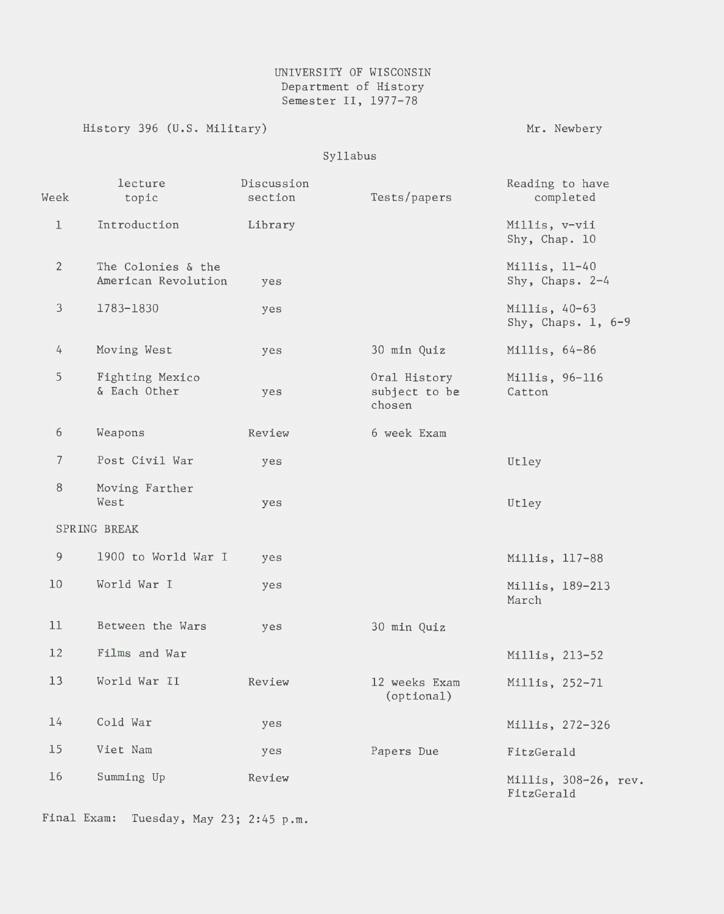UNIVERSITY OF WISCONSIN
Department of History
Semester II, 1977-78

History 396 (U.S. Military) — Mr. Newbery

Syllabus

| Week | lecture topic | Discussion section | Tests/papers | Reading to have completed |
|---|---|---|---|---|
| 1 | Introduction | Library | | Millis, v-vii<br>Shy, Chap. 10 |
| 2 | The Colonies & the American Revolution | yes | | Millis, 11-40<br>Shy, Chaps. 2-4 |
| 3 | 1783-1830 | yes | | Millis, 40-63<br>Shy, Chaps. 1, 6-9 |
| 4 | Moving West | yes | 30 min Quiz | Millis, 64-86 |
| 5 | Fighting Mexico & Each Other | yes | Oral History subject to be chosen | Millis, 96-116<br>Catton |
| 6 | Weapons | Review | 6 week Exam | |
| 7 | Post Civil War | yes | | Utley |
| 8 | Moving Farther West | yes | | Utley |
| SPRING BREAK | | | | |
| 9 | 1900 to World War I | yes | | Millis, 117-88 |
| 10 | World War I | yes | | Millis, 189-213<br>March |
| 11 | Between the Wars | yes | 30 min Quiz | |
| 12 | Films and War | | | Millis, 213-52 |
| 13 | World War II | Review | 12 weeks Exam (optional) | Millis, 252-71 |
| 14 | Cold War | yes | | Millis, 272-326 |
| 15 | Viet Nam | yes | Papers Due | FitzGerald |
| 16 | Summing Up | Review | | Millis, 308-26, rev.<br>FitzGerald |

Final Exam: Tuesday, May 23; 2:45 p.m.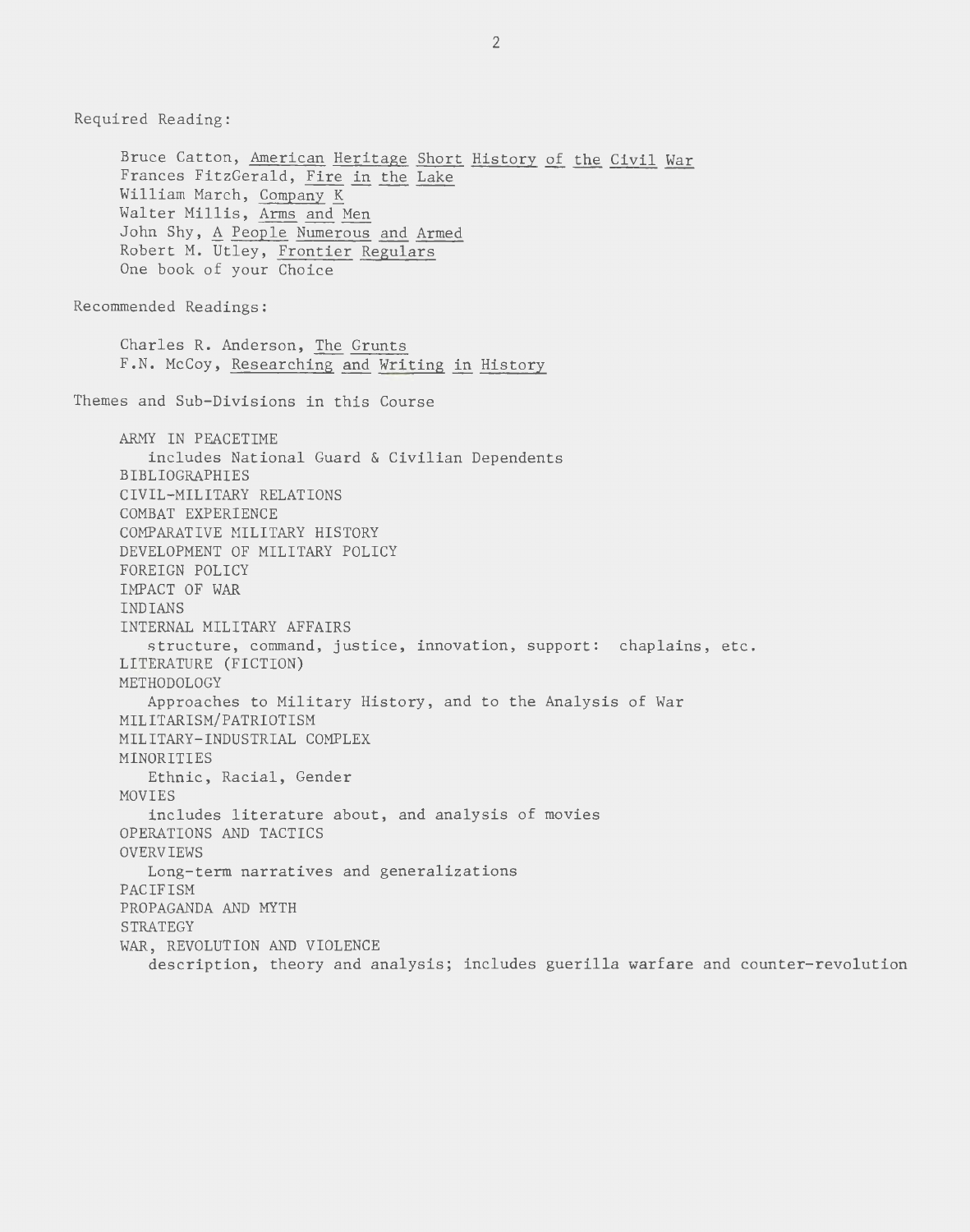Required Reading:

- Bruce Catton, _American Heritage Short History of the Civil War_
- Frances FitzGerald, _Fire in the Lake_
- William March, _Company K_
- Walter Millis, _Arms and Men_
- John Shy, _A People Numerous and Armed_
- Robert M. Utley, _Frontier Regulars_
- One book of your Choice

Recommended Readings:

- Charles R. Anderson, _The Grunts_
- F.N. McCoy, _Researching and Writing in History_

Themes and Sub-Divisions in this Course

- ARMY IN PEACETIME
  - includes National Guard & Civilian Dependents
- BIBLIOGRAPHIES
- CIVIL-MILITARY RELATIONS
- COMBAT EXPERIENCE
- COMPARATIVE MILITARY HISTORY
- DEVELOPMENT OF MILITARY POLICY
- FOREIGN POLICY
- IMPACT OF WAR
- INDIANS
- INTERNAL MILITARY AFFAIRS
  - structure, command, justice, innovation, support: chaplains, etc.
- LITERATURE (FICTION)
- METHODOLOGY
  - Approaches to Military History, and to the Analysis of War
- MILITARISM/PATRIOTISM
- MILITARY-INDUSTRIAL COMPLEX
- MINORITIES
  - Ethnic, Racial, Gender
- MOVIES
  - includes literature about, and analysis of movies
- OPERATIONS AND TACTICS
- OVERVIEWS
  - Long-term narratives and generalizations
- PACIFISM
- PROPAGANDA AND MYTH
- STRATEGY
- WAR, REVOLUTION AND VIOLENCE
  - description, theory and analysis; includes guerilla warfare and counter-revolution